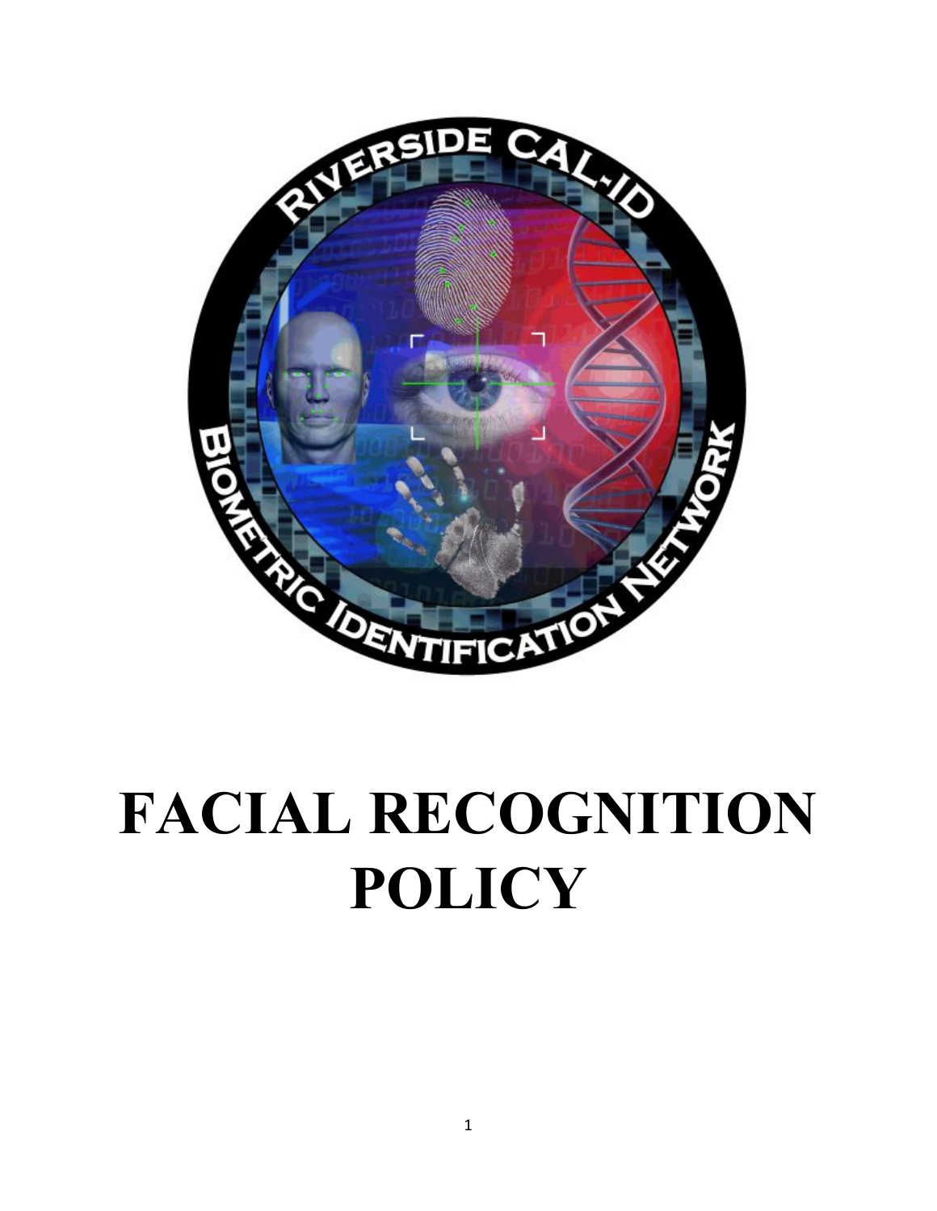# FACIAL RECOGNITION POLICY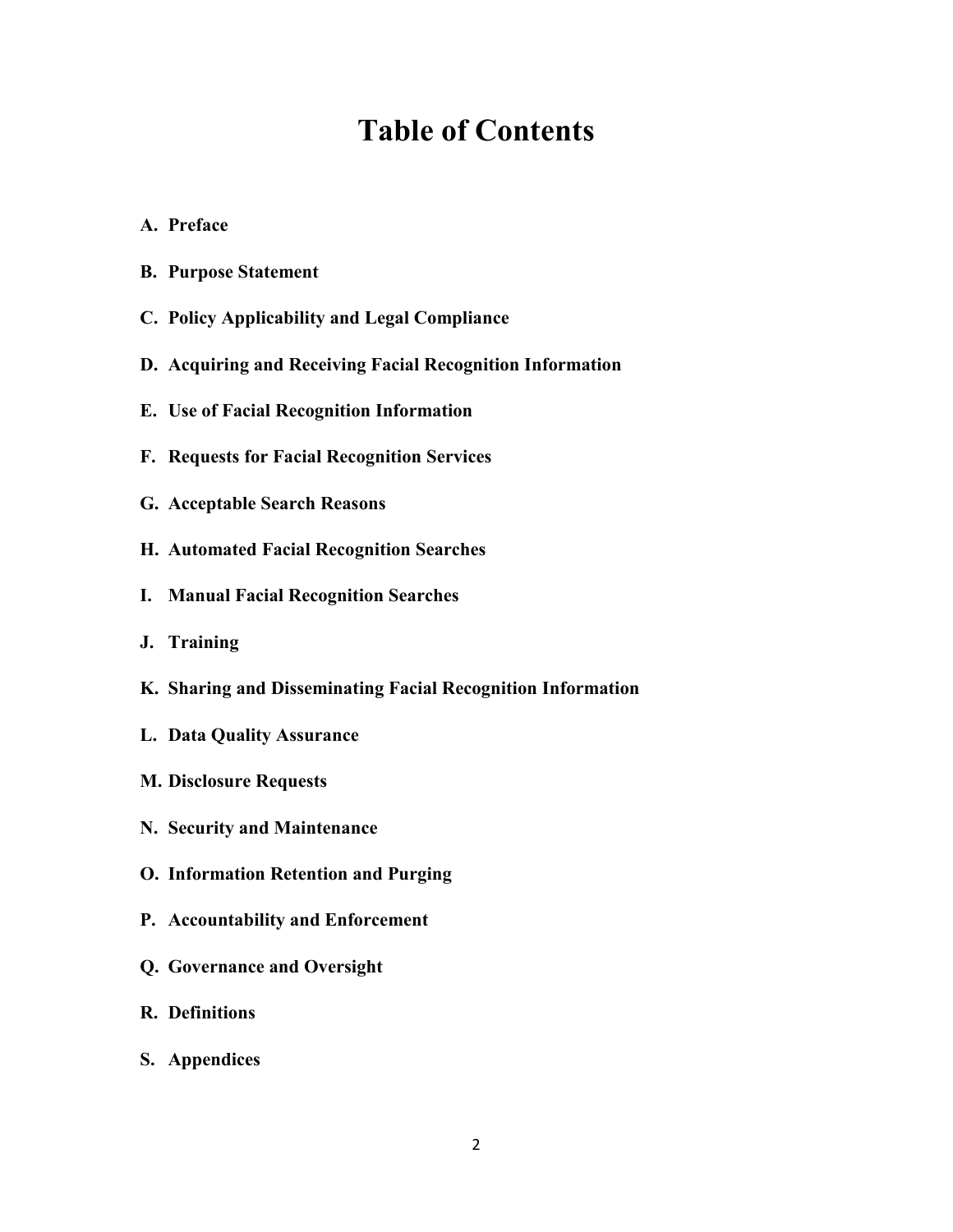# Table of Contents

**A. Preface**

**B. Purpose Statement**

**C. Policy Applicability and Legal Compliance**

**D. Acquiring and Receiving Facial Recognition Information**

**E. Use of Facial Recognition Information**

**F. Requests for Facial Recognition Services**

**G. Acceptable Search Reasons**

**H. Automated Facial Recognition Searches**

**I. Manual Facial Recognition Searches**

**J. Training**

**K. Sharing and Disseminating Facial Recognition Information**

**L. Data Quality Assurance**

**M. Disclosure Requests**

**N. Security and Maintenance**

**O. Information Retention and Purging**

**P. Accountability and Enforcement**

**Q. Governance and Oversight**

**R. Definitions**

**S. Appendices**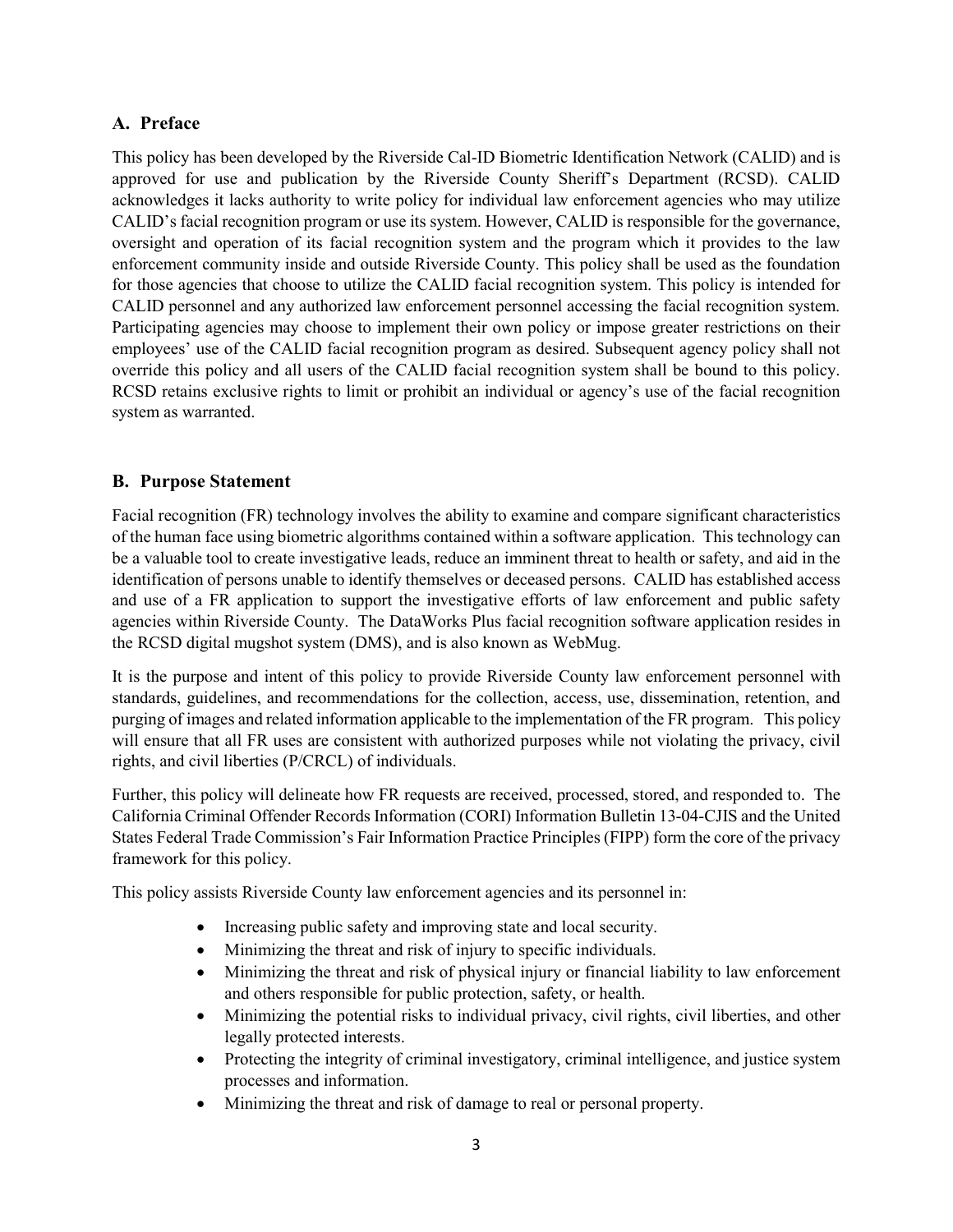## A. Preface

This policy has been developed by the Riverside Cal-ID Biometric Identification Network (CALID) and is approved for use and publication by the Riverside County Sheriff's Department (RCSD). CALID acknowledges it lacks authority to write policy for individual law enforcement agencies who may utilize CALID's facial recognition program or use its system. However, CALID is responsible for the governance, oversight and operation of its facial recognition system and the program which it provides to the law enforcement community inside and outside Riverside County. This policy shall be used as the foundation for those agencies that choose to utilize the CALID facial recognition system. This policy is intended for CALID personnel and any authorized law enforcement personnel accessing the facial recognition system. Participating agencies may choose to implement their own policy or impose greater restrictions on their employees' use of the CALID facial recognition program as desired. Subsequent agency policy shall not override this policy and all users of the CALID facial recognition system shall be bound to this policy. RCSD retains exclusive rights to limit or prohibit an individual or agency's use of the facial recognition system as warranted.

## B. Purpose Statement

Facial recognition (FR) technology involves the ability to examine and compare significant characteristics of the human face using biometric algorithms contained within a software application. This technology can be a valuable tool to create investigative leads, reduce an imminent threat to health or safety, and aid in the identification of persons unable to identify themselves or deceased persons. CALID has established access and use of a FR application to support the investigative efforts of law enforcement and public safety agencies within Riverside County. The DataWorks Plus facial recognition software application resides in the RCSD digital mugshot system (DMS), and is also known as WebMug.

It is the purpose and intent of this policy to provide Riverside County law enforcement personnel with standards, guidelines, and recommendations for the collection, access, use, dissemination, retention, and purging of images and related information applicable to the implementation of the FR program. This policy will ensure that all FR uses are consistent with authorized purposes while not violating the privacy, civil rights, and civil liberties (P/CRCL) of individuals.

Further, this policy will delineate how FR requests are received, processed, stored, and responded to. The California Criminal Offender Records Information (CORI) Information Bulletin 13-04-CJIS and the United States Federal Trade Commission's Fair Information Practice Principles (FIPP) form the core of the privacy framework for this policy.

This policy assists Riverside County law enforcement agencies and its personnel in:

- Increasing public safety and improving state and local security.
- Minimizing the threat and risk of injury to specific individuals.
- Minimizing the threat and risk of physical injury or financial liability to law enforcement and others responsible for public protection, safety, or health.
- Minimizing the potential risks to individual privacy, civil rights, civil liberties, and other legally protected interests.
- Protecting the integrity of criminal investigatory, criminal intelligence, and justice system processes and information.
- Minimizing the threat and risk of damage to real or personal property.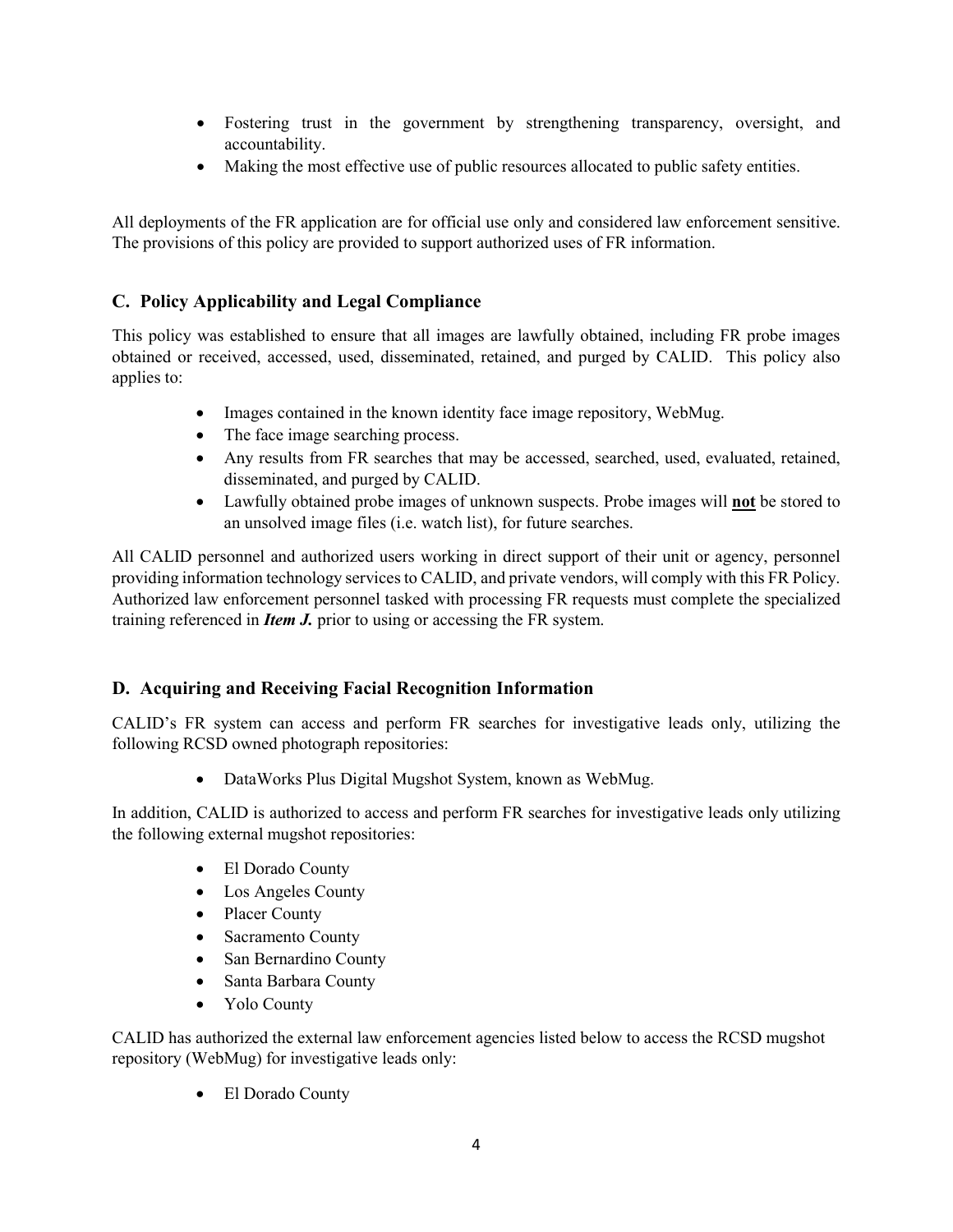- Fostering trust in the government by strengthening transparency, oversight, and accountability.
- Making the most effective use of public resources allocated to public safety entities.

All deployments of the FR application are for official use only and considered law enforcement sensitive. The provisions of this policy are provided to support authorized uses of FR information.

## C. Policy Applicability and Legal Compliance

This policy was established to ensure that all images are lawfully obtained, including FR probe images obtained or received, accessed, used, disseminated, retained, and purged by CALID. This policy also applies to:

- Images contained in the known identity face image repository, WebMug.
- The face image searching process.
- Any results from FR searches that may be accessed, searched, used, evaluated, retained, disseminated, and purged by CALID.
- Lawfully obtained probe images of unknown suspects. Probe images will **not** be stored to an unsolved image files (i.e. watch list), for future searches.

All CALID personnel and authorized users working in direct support of their unit or agency, personnel providing information technology services to CALID, and private vendors, will comply with this FR Policy. Authorized law enforcement personnel tasked with processing FR requests must complete the specialized training referenced in ***Item J.*** prior to using or accessing the FR system.

## D. Acquiring and Receiving Facial Recognition Information

CALID's FR system can access and perform FR searches for investigative leads only, utilizing the following RCSD owned photograph repositories:

- DataWorks Plus Digital Mugshot System, known as WebMug.

In addition, CALID is authorized to access and perform FR searches for investigative leads only utilizing the following external mugshot repositories:

- El Dorado County
- Los Angeles County
- Placer County
- Sacramento County
- San Bernardino County
- Santa Barbara County
- Yolo County

CALID has authorized the external law enforcement agencies listed below to access the RCSD mugshot repository (WebMug) for investigative leads only:

- El Dorado County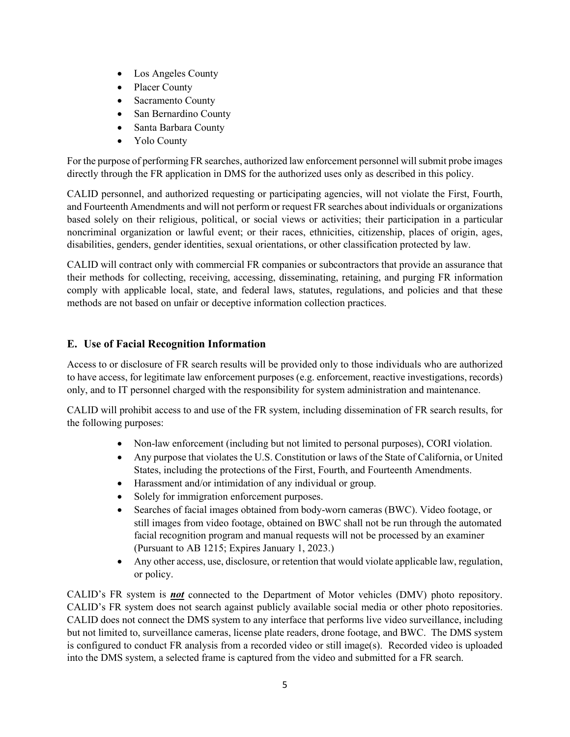- Los Angeles County
- Placer County
- Sacramento County
- San Bernardino County
- Santa Barbara County
- Yolo County

For the purpose of performing FR searches, authorized law enforcement personnel will submit probe images directly through the FR application in DMS for the authorized uses only as described in this policy.

CALID personnel, and authorized requesting or participating agencies, will not violate the First, Fourth, and Fourteenth Amendments and will not perform or request FR searches about individuals or organizations based solely on their religious, political, or social views or activities; their participation in a particular noncriminal organization or lawful event; or their races, ethnicities, citizenship, places of origin, ages, disabilities, genders, gender identities, sexual orientations, or other classification protected by law.

CALID will contract only with commercial FR companies or subcontractors that provide an assurance that their methods for collecting, receiving, accessing, disseminating, retaining, and purging FR information comply with applicable local, state, and federal laws, statutes, regulations, and policies and that these methods are not based on unfair or deceptive information collection practices.

## E. Use of Facial Recognition Information

Access to or disclosure of FR search results will be provided only to those individuals who are authorized to have access, for legitimate law enforcement purposes (e.g. enforcement, reactive investigations, records) only, and to IT personnel charged with the responsibility for system administration and maintenance.

CALID will prohibit access to and use of the FR system, including dissemination of FR search results, for the following purposes:

- Non-law enforcement (including but not limited to personal purposes), CORI violation.
- Any purpose that violates the U.S. Constitution or laws of the State of California, or United States, including the protections of the First, Fourth, and Fourteenth Amendments.
- Harassment and/or intimidation of any individual or group.
- Solely for immigration enforcement purposes.
- Searches of facial images obtained from body-worn cameras (BWC). Video footage, or still images from video footage, obtained on BWC shall not be run through the automated facial recognition program and manual requests will not be processed by an examiner (Pursuant to AB 1215; Expires January 1, 2023.)
- Any other access, use, disclosure, or retention that would violate applicable law, regulation, or policy.

CALID's FR system is ***not*** connected to the Department of Motor vehicles (DMV) photo repository. CALID's FR system does not search against publicly available social media or other photo repositories. CALID does not connect the DMS system to any interface that performs live video surveillance, including but not limited to, surveillance cameras, license plate readers, drone footage, and BWC. The DMS system is configured to conduct FR analysis from a recorded video or still image(s). Recorded video is uploaded into the DMS system, a selected frame is captured from the video and submitted for a FR search.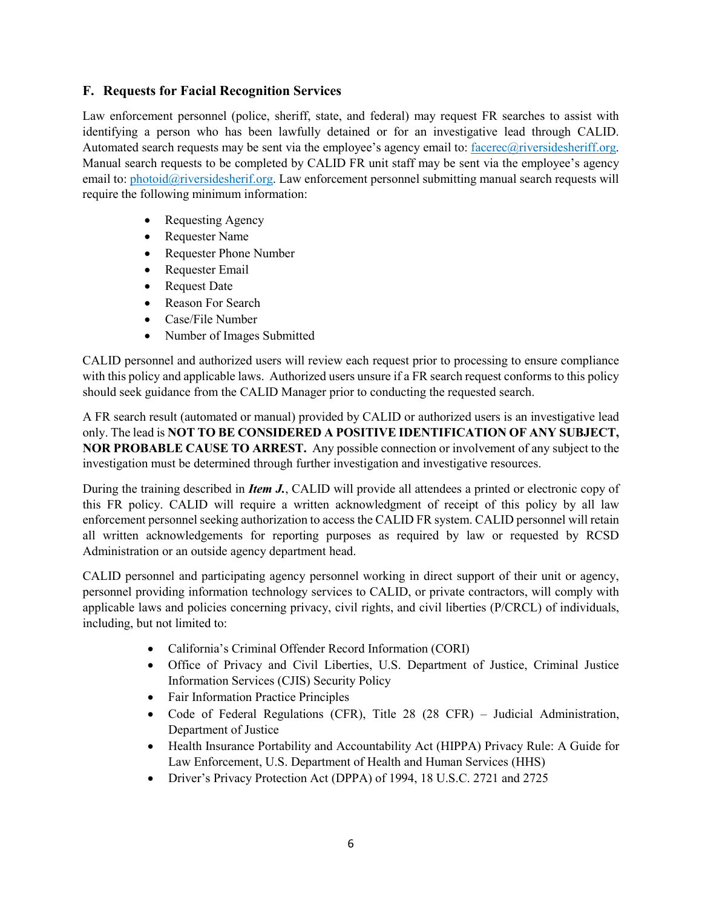## F. Requests for Facial Recognition Services

Law enforcement personnel (police, sheriff, state, and federal) may request FR searches to assist with identifying a person who has been lawfully detained or for an investigative lead through CALID. Automated search requests may be sent via the employee's agency email to: facerec@riversidesheriff.org. Manual search requests to be completed by CALID FR unit staff may be sent via the employee's agency email to: photoid@riversidesherif.org. Law enforcement personnel submitting manual search requests will require the following minimum information:

- Requesting Agency
- Requester Name
- Requester Phone Number
- Requester Email
- Request Date
- Reason For Search
- Case/File Number
- Number of Images Submitted

CALID personnel and authorized users will review each request prior to processing to ensure compliance with this policy and applicable laws. Authorized users unsure if a FR search request conforms to this policy should seek guidance from the CALID Manager prior to conducting the requested search.

A FR search result (automated or manual) provided by CALID or authorized users is an investigative lead only. The lead is **NOT TO BE CONSIDERED A POSITIVE IDENTIFICATION OF ANY SUBJECT, NOR PROBABLE CAUSE TO ARREST.** Any possible connection or involvement of any subject to the investigation must be determined through further investigation and investigative resources.

During the training described in ***Item J.***, CALID will provide all attendees a printed or electronic copy of this FR policy. CALID will require a written acknowledgment of receipt of this policy by all law enforcement personnel seeking authorization to access the CALID FR system. CALID personnel will retain all written acknowledgements for reporting purposes as required by law or requested by RCSD Administration or an outside agency department head.

CALID personnel and participating agency personnel working in direct support of their unit or agency, personnel providing information technology services to CALID, or private contractors, will comply with applicable laws and policies concerning privacy, civil rights, and civil liberties (P/CRCL) of individuals, including, but not limited to:

- California's Criminal Offender Record Information (CORI)
- Office of Privacy and Civil Liberties, U.S. Department of Justice, Criminal Justice Information Services (CJIS) Security Policy
- Fair Information Practice Principles
- Code of Federal Regulations (CFR), Title 28 (28 CFR) – Judicial Administration, Department of Justice
- Health Insurance Portability and Accountability Act (HIPPA) Privacy Rule: A Guide for Law Enforcement, U.S. Department of Health and Human Services (HHS)
- Driver's Privacy Protection Act (DPPA) of 1994, 18 U.S.C. 2721 and 2725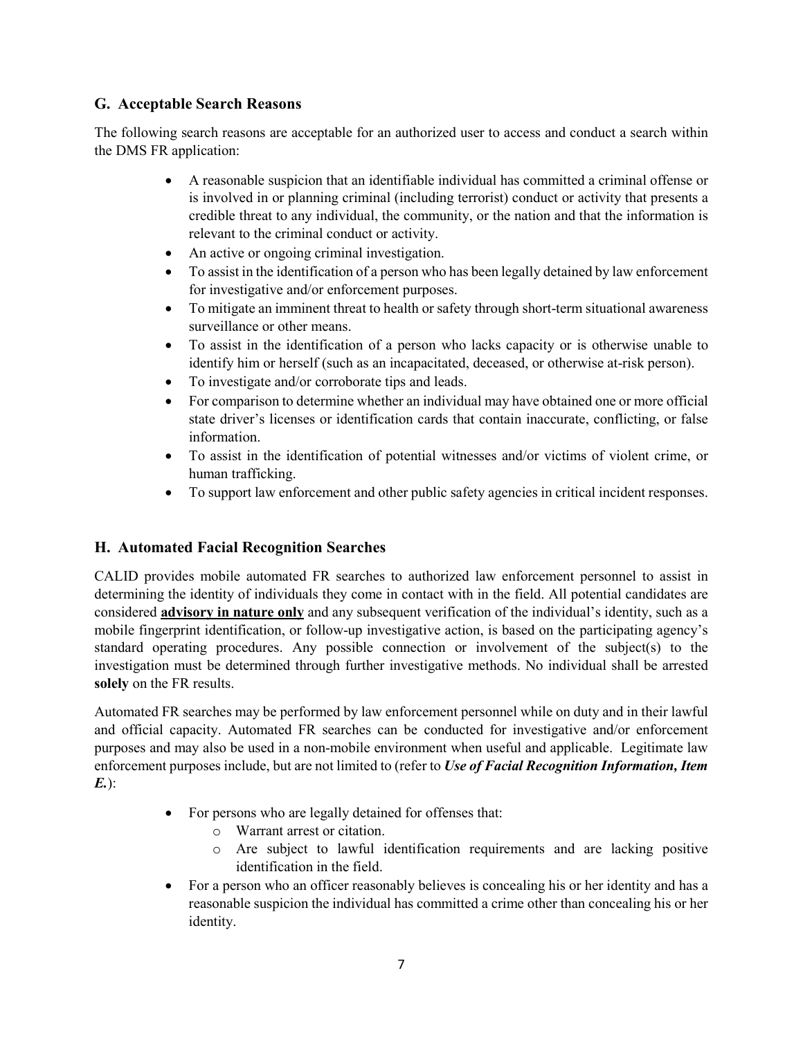## G. Acceptable Search Reasons

The following search reasons are acceptable for an authorized user to access and conduct a search within the DMS FR application:

- A reasonable suspicion that an identifiable individual has committed a criminal offense or is involved in or planning criminal (including terrorist) conduct or activity that presents a credible threat to any individual, the community, or the nation and that the information is relevant to the criminal conduct or activity.
- An active or ongoing criminal investigation.
- To assist in the identification of a person who has been legally detained by law enforcement for investigative and/or enforcement purposes.
- To mitigate an imminent threat to health or safety through short-term situational awareness surveillance or other means.
- To assist in the identification of a person who lacks capacity or is otherwise unable to identify him or herself (such as an incapacitated, deceased, or otherwise at-risk person).
- To investigate and/or corroborate tips and leads.
- For comparison to determine whether an individual may have obtained one or more official state driver's licenses or identification cards that contain inaccurate, conflicting, or false information.
- To assist in the identification of potential witnesses and/or victims of violent crime, or human trafficking.
- To support law enforcement and other public safety agencies in critical incident responses.

## H. Automated Facial Recognition Searches

CALID provides mobile automated FR searches to authorized law enforcement personnel to assist in determining the identity of individuals they come in contact with in the field. All potential candidates are considered **advisory in nature only** and any subsequent verification of the individual's identity, such as a mobile fingerprint identification, or follow-up investigative action, is based on the participating agency's standard operating procedures. Any possible connection or involvement of the subject(s) to the investigation must be determined through further investigative methods. No individual shall be arrested **solely** on the FR results.

Automated FR searches may be performed by law enforcement personnel while on duty and in their lawful and official capacity. Automated FR searches can be conducted for investigative and/or enforcement purposes and may also be used in a non-mobile environment when useful and applicable. Legitimate law enforcement purposes include, but are not limited to (refer to ***Use of Facial Recognition Information, Item E.***):

- For persons who are legally detained for offenses that:
  - Warrant arrest or citation.
  - Are subject to lawful identification requirements and are lacking positive identification in the field.
- For a person who an officer reasonably believes is concealing his or her identity and has a reasonable suspicion the individual has committed a crime other than concealing his or her identity.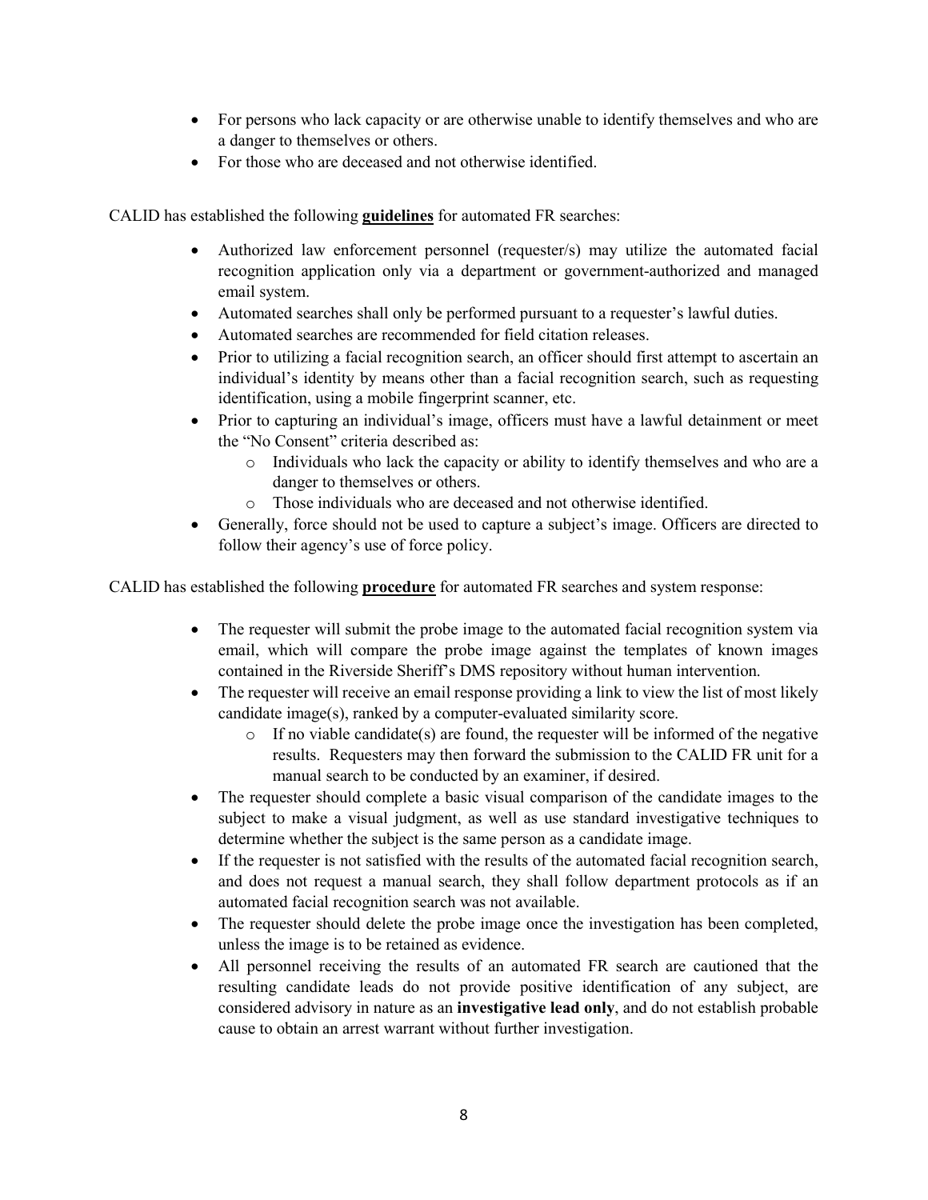- For persons who lack capacity or are otherwise unable to identify themselves and who are a danger to themselves or others.
- For those who are deceased and not otherwise identified.

CALID has established the following **guidelines** for automated FR searches:

- Authorized law enforcement personnel (requester/s) may utilize the automated facial recognition application only via a department or government-authorized and managed email system.
- Automated searches shall only be performed pursuant to a requester's lawful duties.
- Automated searches are recommended for field citation releases.
- Prior to utilizing a facial recognition search, an officer should first attempt to ascertain an individual's identity by means other than a facial recognition search, such as requesting identification, using a mobile fingerprint scanner, etc.
- Prior to capturing an individual's image, officers must have a lawful detainment or meet the "No Consent" criteria described as:
  - Individuals who lack the capacity or ability to identify themselves and who are a danger to themselves or others.
  - Those individuals who are deceased and not otherwise identified.
- Generally, force should not be used to capture a subject's image. Officers are directed to follow their agency's use of force policy.

CALID has established the following **procedure** for automated FR searches and system response:

- The requester will submit the probe image to the automated facial recognition system via email, which will compare the probe image against the templates of known images contained in the Riverside Sheriff's DMS repository without human intervention.
- The requester will receive an email response providing a link to view the list of most likely candidate image(s), ranked by a computer-evaluated similarity score.
  - If no viable candidate(s) are found, the requester will be informed of the negative results. Requesters may then forward the submission to the CALID FR unit for a manual search to be conducted by an examiner, if desired.
- The requester should complete a basic visual comparison of the candidate images to the subject to make a visual judgment, as well as use standard investigative techniques to determine whether the subject is the same person as a candidate image.
- If the requester is not satisfied with the results of the automated facial recognition search, and does not request a manual search, they shall follow department protocols as if an automated facial recognition search was not available.
- The requester should delete the probe image once the investigation has been completed, unless the image is to be retained as evidence.
- All personnel receiving the results of an automated FR search are cautioned that the resulting candidate leads do not provide positive identification of any subject, are considered advisory in nature as an **investigative lead only**, and do not establish probable cause to obtain an arrest warrant without further investigation.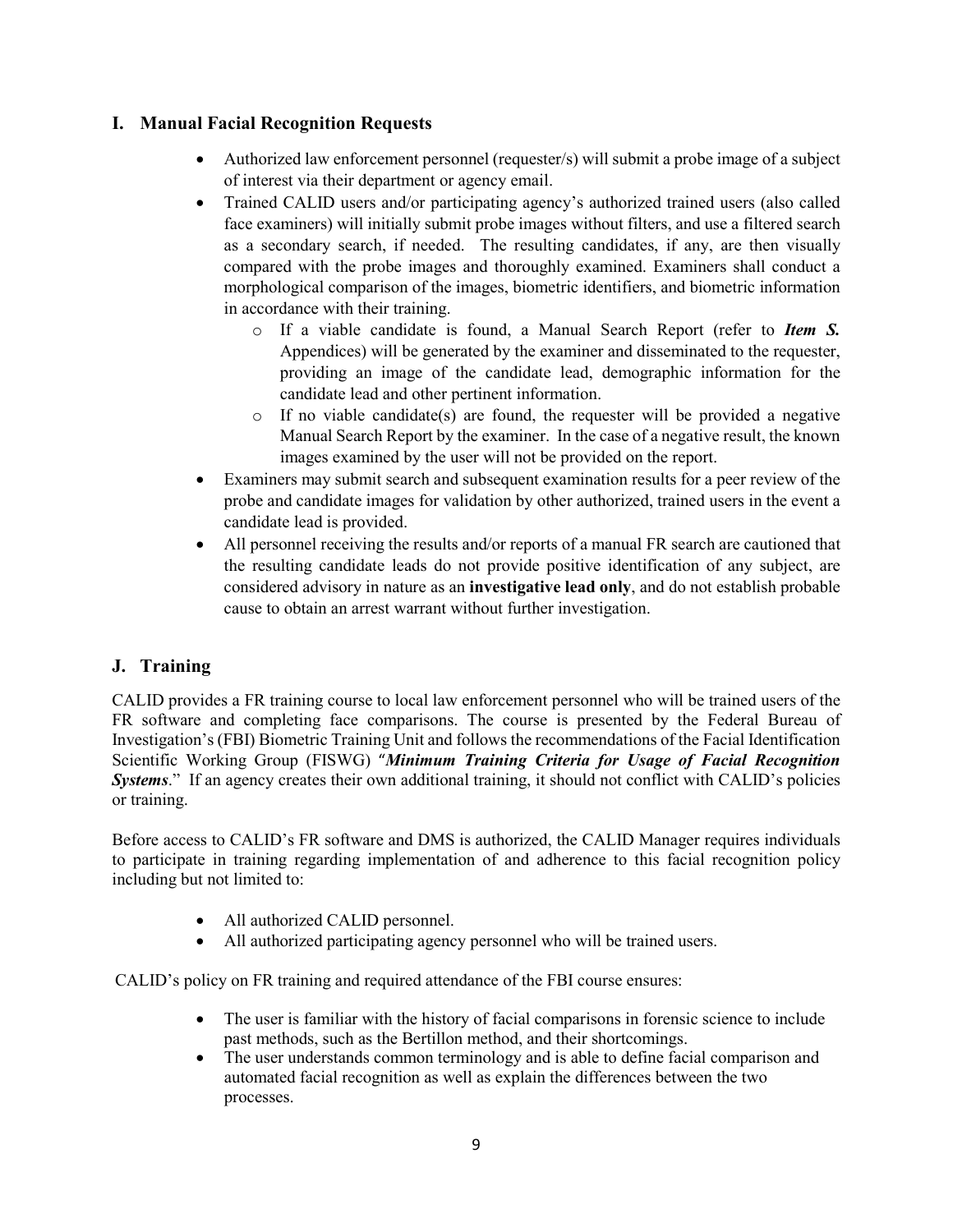## I. Manual Facial Recognition Requests

- Authorized law enforcement personnel (requester/s) will submit a probe image of a subject of interest via their department or agency email.
- Trained CALID users and/or participating agency's authorized trained users (also called face examiners) will initially submit probe images without filters, and use a filtered search as a secondary search, if needed. The resulting candidates, if any, are then visually compared with the probe images and thoroughly examined. Examiners shall conduct a morphological comparison of the images, biometric identifiers, and biometric information in accordance with their training.
    - If a viable candidate is found, a Manual Search Report (refer to ***Item S.*** Appendices) will be generated by the examiner and disseminated to the requester, providing an image of the candidate lead, demographic information for the candidate lead and other pertinent information.
    - If no viable candidate(s) are found, the requester will be provided a negative Manual Search Report by the examiner. In the case of a negative result, the known images examined by the user will not be provided on the report.
- Examiners may submit search and subsequent examination results for a peer review of the probe and candidate images for validation by other authorized, trained users in the event a candidate lead is provided.
- All personnel receiving the results and/or reports of a manual FR search are cautioned that the resulting candidate leads do not provide positive identification of any subject, are considered advisory in nature as an **investigative lead only**, and do not establish probable cause to obtain an arrest warrant without further investigation.

## J. Training

CALID provides a FR training course to local law enforcement personnel who will be trained users of the FR software and completing face comparisons. The course is presented by the Federal Bureau of Investigation's (FBI) Biometric Training Unit and follows the recommendations of the Facial Identification Scientific Working Group (FISWG) "***Minimum Training Criteria for Usage of Facial Recognition Systems***." If an agency creates their own additional training, it should not conflict with CALID's policies or training.

Before access to CALID's FR software and DMS is authorized, the CALID Manager requires individuals to participate in training regarding implementation of and adherence to this facial recognition policy including but not limited to:

- All authorized CALID personnel.
- All authorized participating agency personnel who will be trained users.

CALID's policy on FR training and required attendance of the FBI course ensures:

- The user is familiar with the history of facial comparisons in forensic science to include past methods, such as the Bertillon method, and their shortcomings.
- The user understands common terminology and is able to define facial comparison and automated facial recognition as well as explain the differences between the two processes.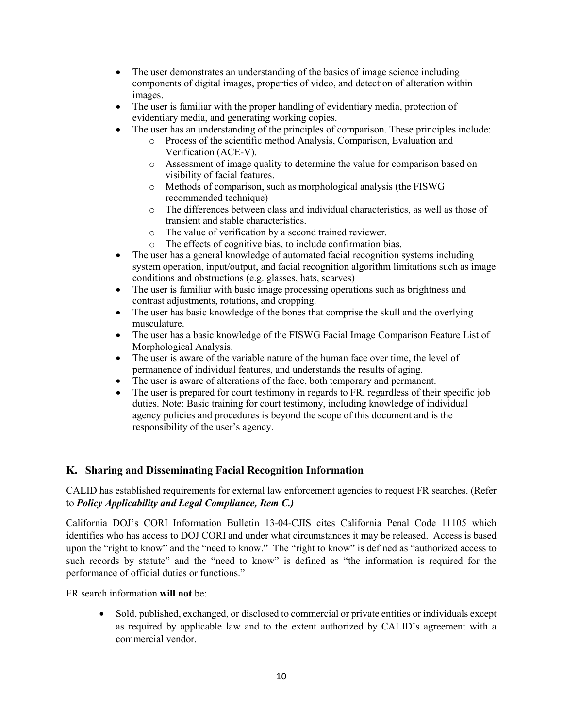- The user demonstrates an understanding of the basics of image science including components of digital images, properties of video, and detection of alteration within images.
- The user is familiar with the proper handling of evidentiary media, protection of evidentiary media, and generating working copies.
- The user has an understanding of the principles of comparison. These principles include:
  - Process of the scientific method Analysis, Comparison, Evaluation and Verification (ACE-V).
  - Assessment of image quality to determine the value for comparison based on visibility of facial features.
  - Methods of comparison, such as morphological analysis (the FISWG recommended technique)
  - The differences between class and individual characteristics, as well as those of transient and stable characteristics.
  - The value of verification by a second trained reviewer.
  - The effects of cognitive bias, to include confirmation bias.
- The user has a general knowledge of automated facial recognition systems including system operation, input/output, and facial recognition algorithm limitations such as image conditions and obstructions (e.g. glasses, hats, scarves)
- The user is familiar with basic image processing operations such as brightness and contrast adjustments, rotations, and cropping.
- The user has basic knowledge of the bones that comprise the skull and the overlying musculature.
- The user has a basic knowledge of the FISWG Facial Image Comparison Feature List of Morphological Analysis.
- The user is aware of the variable nature of the human face over time, the level of permanence of individual features, and understands the results of aging.
- The user is aware of alterations of the face, both temporary and permanent.
- The user is prepared for court testimony in regards to FR, regardless of their specific job duties. Note: Basic training for court testimony, including knowledge of individual agency policies and procedures is beyond the scope of this document and is the responsibility of the user's agency.

## K. Sharing and Disseminating Facial Recognition Information

CALID has established requirements for external law enforcement agencies to request FR searches. (Refer to ***Policy Applicability and Legal Compliance, Item C.)***

California DOJ's CORI Information Bulletin 13-04-CJIS cites California Penal Code 11105 which identifies who has access to DOJ CORI and under what circumstances it may be released. Access is based upon the "right to know" and the "need to know." The "right to know" is defined as "authorized access to such records by statute" and the "need to know" is defined as "the information is required for the performance of official duties or functions."

FR search information **will not** be:

- Sold, published, exchanged, or disclosed to commercial or private entities or individuals except as required by applicable law and to the extent authorized by CALID's agreement with a commercial vendor.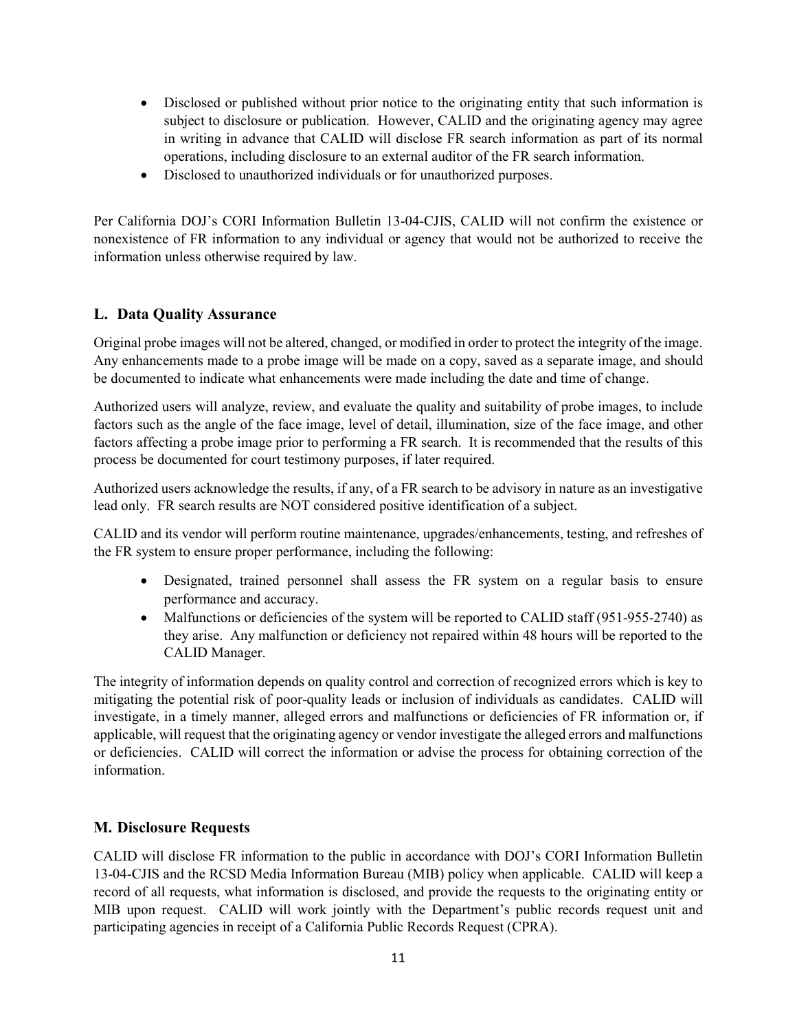- Disclosed or published without prior notice to the originating entity that such information is subject to disclosure or publication. However, CALID and the originating agency may agree in writing in advance that CALID will disclose FR search information as part of its normal operations, including disclosure to an external auditor of the FR search information.
- Disclosed to unauthorized individuals or for unauthorized purposes.

Per California DOJ's CORI Information Bulletin 13-04-CJIS, CALID will not confirm the existence or nonexistence of FR information to any individual or agency that would not be authorized to receive the information unless otherwise required by law.

## L. Data Quality Assurance

Original probe images will not be altered, changed, or modified in order to protect the integrity of the image. Any enhancements made to a probe image will be made on a copy, saved as a separate image, and should be documented to indicate what enhancements were made including the date and time of change.

Authorized users will analyze, review, and evaluate the quality and suitability of probe images, to include factors such as the angle of the face image, level of detail, illumination, size of the face image, and other factors affecting a probe image prior to performing a FR search. It is recommended that the results of this process be documented for court testimony purposes, if later required.

Authorized users acknowledge the results, if any, of a FR search to be advisory in nature as an investigative lead only. FR search results are NOT considered positive identification of a subject.

CALID and its vendor will perform routine maintenance, upgrades/enhancements, testing, and refreshes of the FR system to ensure proper performance, including the following:

- Designated, trained personnel shall assess the FR system on a regular basis to ensure performance and accuracy.
- Malfunctions or deficiencies of the system will be reported to CALID staff (951-955-2740) as they arise. Any malfunction or deficiency not repaired within 48 hours will be reported to the CALID Manager.

The integrity of information depends on quality control and correction of recognized errors which is key to mitigating the potential risk of poor-quality leads or inclusion of individuals as candidates. CALID will investigate, in a timely manner, alleged errors and malfunctions or deficiencies of FR information or, if applicable, will request that the originating agency or vendor investigate the alleged errors and malfunctions or deficiencies. CALID will correct the information or advise the process for obtaining correction of the information.

## M. Disclosure Requests

CALID will disclose FR information to the public in accordance with DOJ's CORI Information Bulletin 13-04-CJIS and the RCSD Media Information Bureau (MIB) policy when applicable. CALID will keep a record of all requests, what information is disclosed, and provide the requests to the originating entity or MIB upon request. CALID will work jointly with the Department's public records request unit and participating agencies in receipt of a California Public Records Request (CPRA).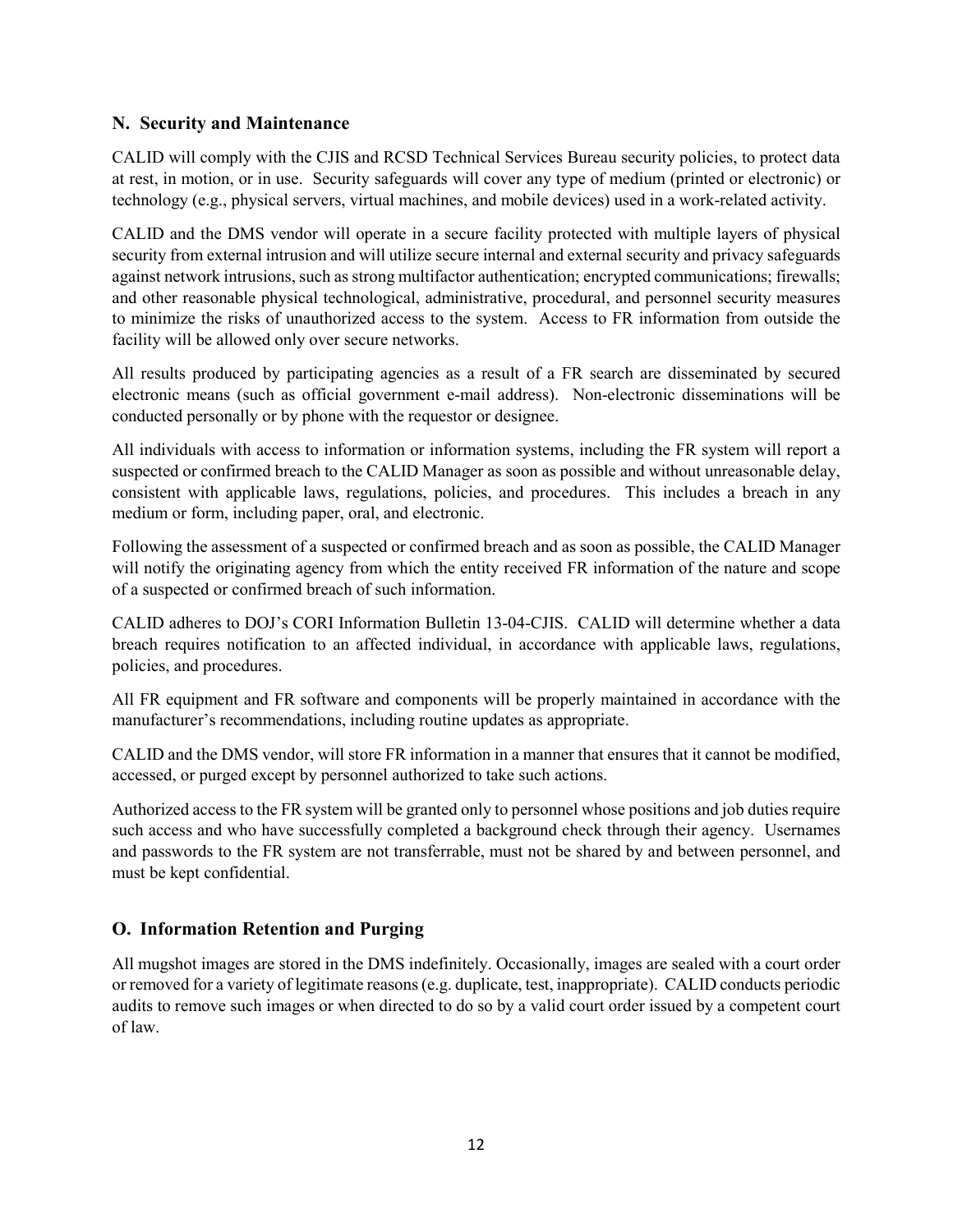## N. Security and Maintenance

CALID will comply with the CJIS and RCSD Technical Services Bureau security policies, to protect data at rest, in motion, or in use. Security safeguards will cover any type of medium (printed or electronic) or technology (e.g., physical servers, virtual machines, and mobile devices) used in a work-related activity.

CALID and the DMS vendor will operate in a secure facility protected with multiple layers of physical security from external intrusion and will utilize secure internal and external security and privacy safeguards against network intrusions, such as strong multifactor authentication; encrypted communications; firewalls; and other reasonable physical technological, administrative, procedural, and personnel security measures to minimize the risks of unauthorized access to the system. Access to FR information from outside the facility will be allowed only over secure networks.

All results produced by participating agencies as a result of a FR search are disseminated by secured electronic means (such as official government e-mail address). Non-electronic disseminations will be conducted personally or by phone with the requestor or designee.

All individuals with access to information or information systems, including the FR system will report a suspected or confirmed breach to the CALID Manager as soon as possible and without unreasonable delay, consistent with applicable laws, regulations, policies, and procedures. This includes a breach in any medium or form, including paper, oral, and electronic.

Following the assessment of a suspected or confirmed breach and as soon as possible, the CALID Manager will notify the originating agency from which the entity received FR information of the nature and scope of a suspected or confirmed breach of such information.

CALID adheres to DOJ's CORI Information Bulletin 13-04-CJIS. CALID will determine whether a data breach requires notification to an affected individual, in accordance with applicable laws, regulations, policies, and procedures.

All FR equipment and FR software and components will be properly maintained in accordance with the manufacturer's recommendations, including routine updates as appropriate.

CALID and the DMS vendor, will store FR information in a manner that ensures that it cannot be modified, accessed, or purged except by personnel authorized to take such actions.

Authorized access to the FR system will be granted only to personnel whose positions and job duties require such access and who have successfully completed a background check through their agency. Usernames and passwords to the FR system are not transferrable, must not be shared by and between personnel, and must be kept confidential.

## O. Information Retention and Purging

All mugshot images are stored in the DMS indefinitely. Occasionally, images are sealed with a court order or removed for a variety of legitimate reasons (e.g. duplicate, test, inappropriate). CALID conducts periodic audits to remove such images or when directed to do so by a valid court order issued by a competent court of law.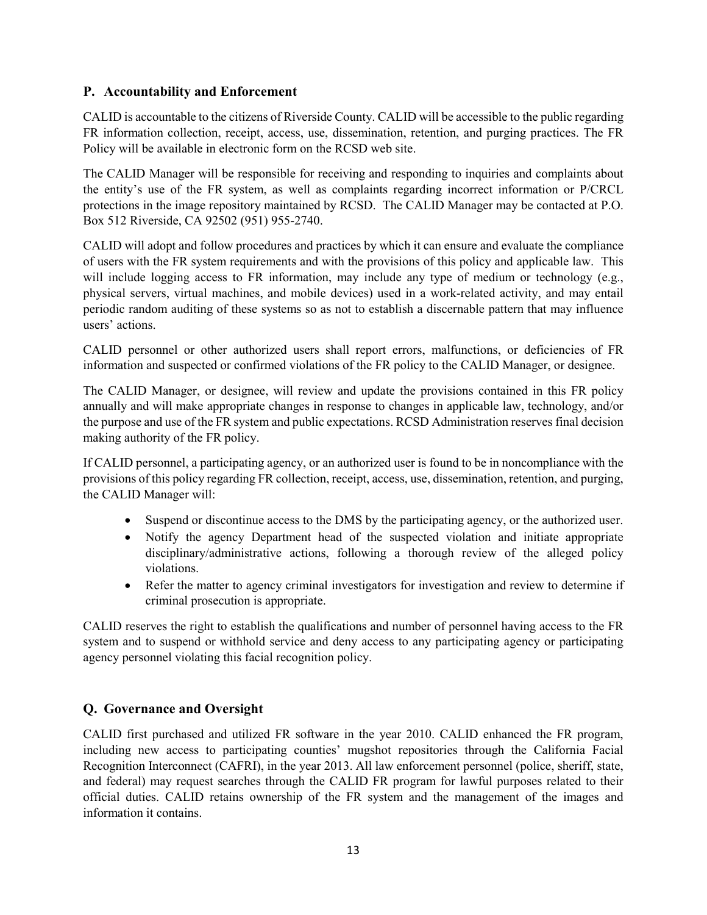## P. Accountability and Enforcement

CALID is accountable to the citizens of Riverside County. CALID will be accessible to the public regarding FR information collection, receipt, access, use, dissemination, retention, and purging practices. The FR Policy will be available in electronic form on the RCSD web site.

The CALID Manager will be responsible for receiving and responding to inquiries and complaints about the entity's use of the FR system, as well as complaints regarding incorrect information or P/CRCL protections in the image repository maintained by RCSD. The CALID Manager may be contacted at P.O. Box 512 Riverside, CA 92502 (951) 955-2740.

CALID will adopt and follow procedures and practices by which it can ensure and evaluate the compliance of users with the FR system requirements and with the provisions of this policy and applicable law. This will include logging access to FR information, may include any type of medium or technology (e.g., physical servers, virtual machines, and mobile devices) used in a work-related activity, and may entail periodic random auditing of these systems so as not to establish a discernable pattern that may influence users' actions.

CALID personnel or other authorized users shall report errors, malfunctions, or deficiencies of FR information and suspected or confirmed violations of the FR policy to the CALID Manager, or designee.

The CALID Manager, or designee, will review and update the provisions contained in this FR policy annually and will make appropriate changes in response to changes in applicable law, technology, and/or the purpose and use of the FR system and public expectations. RCSD Administration reserves final decision making authority of the FR policy.

If CALID personnel, a participating agency, or an authorized user is found to be in noncompliance with the provisions of this policy regarding FR collection, receipt, access, use, dissemination, retention, and purging, the CALID Manager will:

- Suspend or discontinue access to the DMS by the participating agency, or the authorized user.
- Notify the agency Department head of the suspected violation and initiate appropriate disciplinary/administrative actions, following a thorough review of the alleged policy violations.
- Refer the matter to agency criminal investigators for investigation and review to determine if criminal prosecution is appropriate.

CALID reserves the right to establish the qualifications and number of personnel having access to the FR system and to suspend or withhold service and deny access to any participating agency or participating agency personnel violating this facial recognition policy.

## Q. Governance and Oversight

CALID first purchased and utilized FR software in the year 2010. CALID enhanced the FR program, including new access to participating counties' mugshot repositories through the California Facial Recognition Interconnect (CAFRI), in the year 2013. All law enforcement personnel (police, sheriff, state, and federal) may request searches through the CALID FR program for lawful purposes related to their official duties. CALID retains ownership of the FR system and the management of the images and information it contains.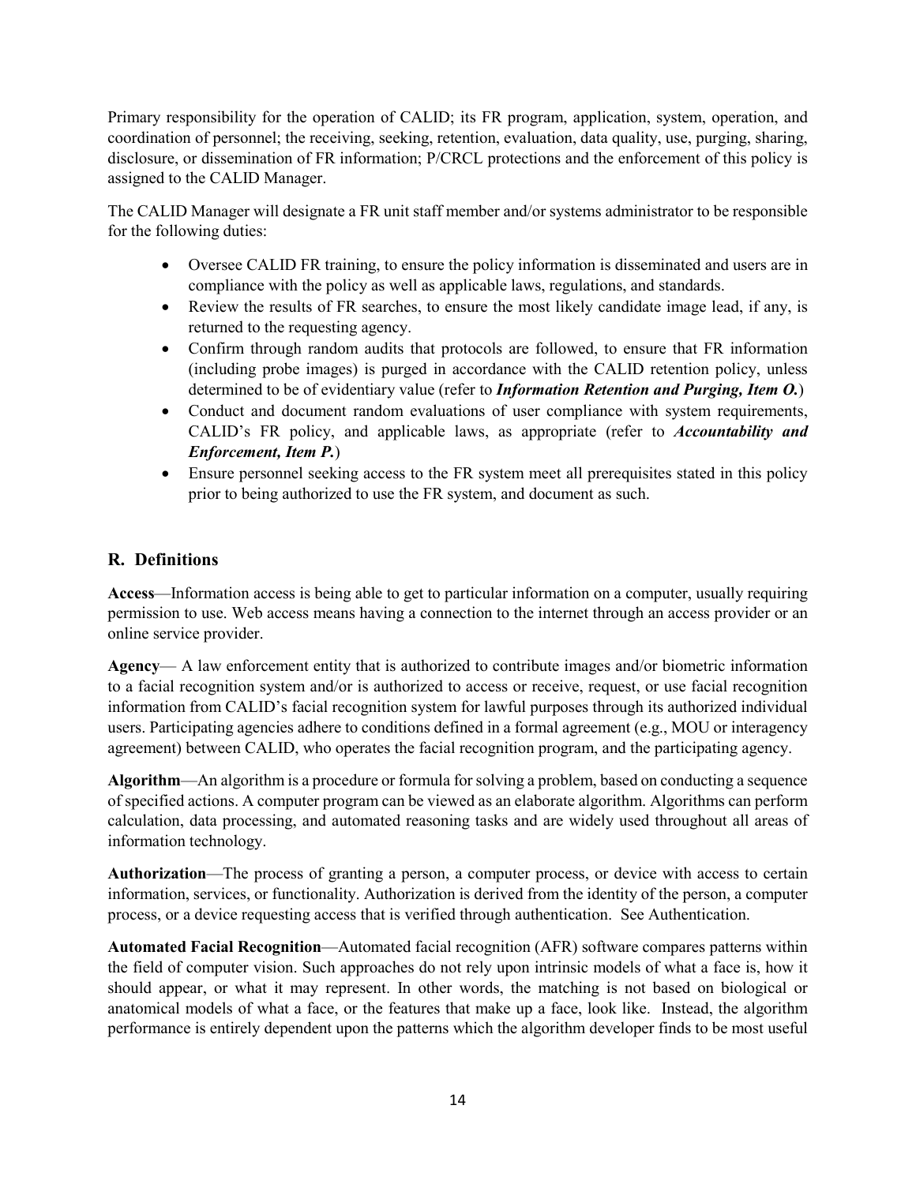Primary responsibility for the operation of CALID; its FR program, application, system, operation, and coordination of personnel; the receiving, seeking, retention, evaluation, data quality, use, purging, sharing, disclosure, or dissemination of FR information; P/CRCL protections and the enforcement of this policy is assigned to the CALID Manager.

The CALID Manager will designate a FR unit staff member and/or systems administrator to be responsible for the following duties:

- Oversee CALID FR training, to ensure the policy information is disseminated and users are in compliance with the policy as well as applicable laws, regulations, and standards.
- Review the results of FR searches, to ensure the most likely candidate image lead, if any, is returned to the requesting agency.
- Confirm through random audits that protocols are followed, to ensure that FR information (including probe images) is purged in accordance with the CALID retention policy, unless determined to be of evidentiary value (refer to ***Information Retention and Purging, Item O.***)
- Conduct and document random evaluations of user compliance with system requirements, CALID's FR policy, and applicable laws, as appropriate (refer to ***Accountability and Enforcement, Item P.***)
- Ensure personnel seeking access to the FR system meet all prerequisites stated in this policy prior to being authorized to use the FR system, and document as such.

## R. Definitions

**Access**—Information access is being able to get to particular information on a computer, usually requiring permission to use. Web access means having a connection to the internet through an access provider or an online service provider.

**Agency**— A law enforcement entity that is authorized to contribute images and/or biometric information to a facial recognition system and/or is authorized to access or receive, request, or use facial recognition information from CALID's facial recognition system for lawful purposes through its authorized individual users. Participating agencies adhere to conditions defined in a formal agreement (e.g., MOU or interagency agreement) between CALID, who operates the facial recognition program, and the participating agency.

**Algorithm**—An algorithm is a procedure or formula for solving a problem, based on conducting a sequence of specified actions. A computer program can be viewed as an elaborate algorithm. Algorithms can perform calculation, data processing, and automated reasoning tasks and are widely used throughout all areas of information technology.

**Authorization**—The process of granting a person, a computer process, or device with access to certain information, services, or functionality. Authorization is derived from the identity of the person, a computer process, or a device requesting access that is verified through authentication. See Authentication.

**Automated Facial Recognition**—Automated facial recognition (AFR) software compares patterns within the field of computer vision. Such approaches do not rely upon intrinsic models of what a face is, how it should appear, or what it may represent. In other words, the matching is not based on biological or anatomical models of what a face, or the features that make up a face, look like. Instead, the algorithm performance is entirely dependent upon the patterns which the algorithm developer finds to be most useful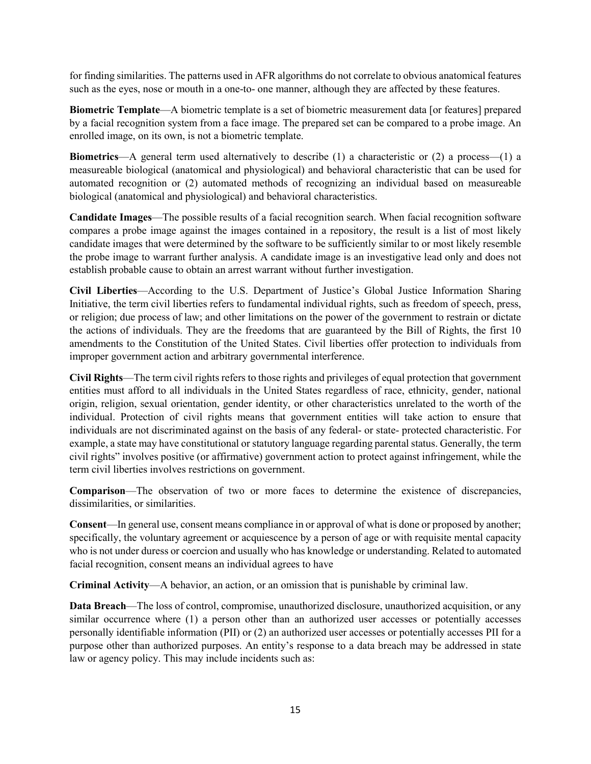for finding similarities. The patterns used in AFR algorithms do not correlate to obvious anatomical features such as the eyes, nose or mouth in a one-to- one manner, although they are affected by these features.

**Biometric Template**—A biometric template is a set of biometric measurement data [or features] prepared by a facial recognition system from a face image. The prepared set can be compared to a probe image. An enrolled image, on its own, is not a biometric template.

**Biometrics**—A general term used alternatively to describe (1) a characteristic or (2) a process—(1) a measureable biological (anatomical and physiological) and behavioral characteristic that can be used for automated recognition or (2) automated methods of recognizing an individual based on measureable biological (anatomical and physiological) and behavioral characteristics.

**Candidate Images**—The possible results of a facial recognition search. When facial recognition software compares a probe image against the images contained in a repository, the result is a list of most likely candidate images that were determined by the software to be sufficiently similar to or most likely resemble the probe image to warrant further analysis. A candidate image is an investigative lead only and does not establish probable cause to obtain an arrest warrant without further investigation.

**Civil Liberties**—According to the U.S. Department of Justice's Global Justice Information Sharing Initiative, the term civil liberties refers to fundamental individual rights, such as freedom of speech, press, or religion; due process of law; and other limitations on the power of the government to restrain or dictate the actions of individuals. They are the freedoms that are guaranteed by the Bill of Rights, the first 10 amendments to the Constitution of the United States. Civil liberties offer protection to individuals from improper government action and arbitrary governmental interference.

**Civil Rights**—The term civil rights refers to those rights and privileges of equal protection that government entities must afford to all individuals in the United States regardless of race, ethnicity, gender, national origin, religion, sexual orientation, gender identity, or other characteristics unrelated to the worth of the individual. Protection of civil rights means that government entities will take action to ensure that individuals are not discriminated against on the basis of any federal- or state- protected characteristic. For example, a state may have constitutional or statutory language regarding parental status. Generally, the term civil rights" involves positive (or affirmative) government action to protect against infringement, while the term civil liberties involves restrictions on government.

**Comparison**—The observation of two or more faces to determine the existence of discrepancies, dissimilarities, or similarities.

**Consent**—In general use, consent means compliance in or approval of what is done or proposed by another; specifically, the voluntary agreement or acquiescence by a person of age or with requisite mental capacity who is not under duress or coercion and usually who has knowledge or understanding. Related to automated facial recognition, consent means an individual agrees to have

**Criminal Activity**—A behavior, an action, or an omission that is punishable by criminal law.

**Data Breach**—The loss of control, compromise, unauthorized disclosure, unauthorized acquisition, or any similar occurrence where (1) a person other than an authorized user accesses or potentially accesses personally identifiable information (PII) or (2) an authorized user accesses or potentially accesses PII for a purpose other than authorized purposes. An entity's response to a data breach may be addressed in state law or agency policy. This may include incidents such as: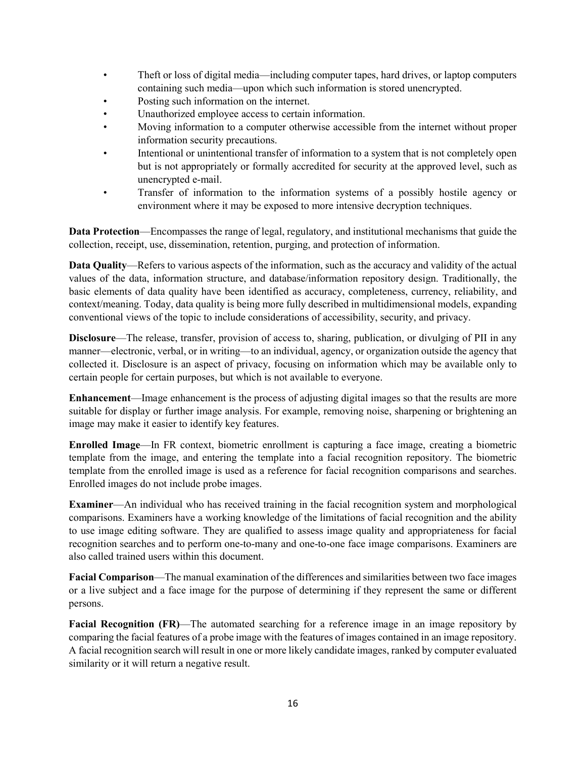- Theft or loss of digital media—including computer tapes, hard drives, or laptop computers containing such media—upon which such information is stored unencrypted.
- Posting such information on the internet.
- Unauthorized employee access to certain information.
- Moving information to a computer otherwise accessible from the internet without proper information security precautions.
- Intentional or unintentional transfer of information to a system that is not completely open but is not appropriately or formally accredited for security at the approved level, such as unencrypted e-mail.
- Transfer of information to the information systems of a possibly hostile agency or environment where it may be exposed to more intensive decryption techniques.

**Data Protection**—Encompasses the range of legal, regulatory, and institutional mechanisms that guide the collection, receipt, use, dissemination, retention, purging, and protection of information.

**Data Quality**—Refers to various aspects of the information, such as the accuracy and validity of the actual values of the data, information structure, and database/information repository design. Traditionally, the basic elements of data quality have been identified as accuracy, completeness, currency, reliability, and context/meaning. Today, data quality is being more fully described in multidimensional models, expanding conventional views of the topic to include considerations of accessibility, security, and privacy.

**Disclosure**—The release, transfer, provision of access to, sharing, publication, or divulging of PII in any manner—electronic, verbal, or in writing—to an individual, agency, or organization outside the agency that collected it. Disclosure is an aspect of privacy, focusing on information which may be available only to certain people for certain purposes, but which is not available to everyone.

**Enhancement**—Image enhancement is the process of adjusting digital images so that the results are more suitable for display or further image analysis. For example, removing noise, sharpening or brightening an image may make it easier to identify key features.

**Enrolled Image**—In FR context, biometric enrollment is capturing a face image, creating a biometric template from the image, and entering the template into a facial recognition repository. The biometric template from the enrolled image is used as a reference for facial recognition comparisons and searches. Enrolled images do not include probe images.

**Examiner**—An individual who has received training in the facial recognition system and morphological comparisons. Examiners have a working knowledge of the limitations of facial recognition and the ability to use image editing software. They are qualified to assess image quality and appropriateness for facial recognition searches and to perform one-to-many and one-to-one face image comparisons. Examiners are also called trained users within this document.

**Facial Comparison**—The manual examination of the differences and similarities between two face images or a live subject and a face image for the purpose of determining if they represent the same or different persons.

**Facial Recognition (FR)**—The automated searching for a reference image in an image repository by comparing the facial features of a probe image with the features of images contained in an image repository. A facial recognition search will result in one or more likely candidate images, ranked by computer evaluated similarity or it will return a negative result.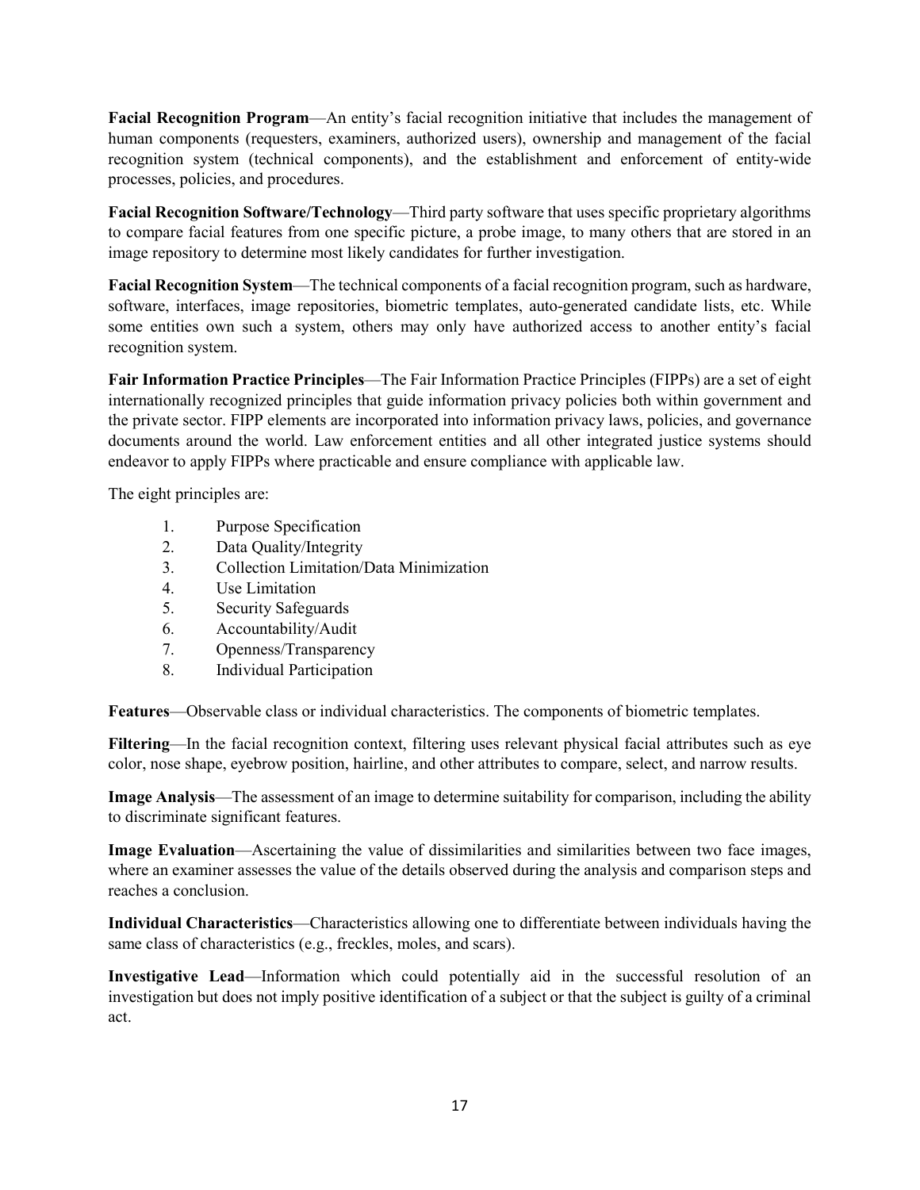**Facial Recognition Program**—An entity's facial recognition initiative that includes the management of human components (requesters, examiners, authorized users), ownership and management of the facial recognition system (technical components), and the establishment and enforcement of entity-wide processes, policies, and procedures.

**Facial Recognition Software/Technology**—Third party software that uses specific proprietary algorithms to compare facial features from one specific picture, a probe image, to many others that are stored in an image repository to determine most likely candidates for further investigation.

**Facial Recognition System**—The technical components of a facial recognition program, such as hardware, software, interfaces, image repositories, biometric templates, auto-generated candidate lists, etc. While some entities own such a system, others may only have authorized access to another entity's facial recognition system.

**Fair Information Practice Principles**—The Fair Information Practice Principles (FIPPs) are a set of eight internationally recognized principles that guide information privacy policies both within government and the private sector. FIPP elements are incorporated into information privacy laws, policies, and governance documents around the world. Law enforcement entities and all other integrated justice systems should endeavor to apply FIPPs where practicable and ensure compliance with applicable law.

The eight principles are:

1. Purpose Specification
2. Data Quality/Integrity
3. Collection Limitation/Data Minimization
4. Use Limitation
5. Security Safeguards
6. Accountability/Audit
7. Openness/Transparency
8. Individual Participation

**Features**—Observable class or individual characteristics. The components of biometric templates.

**Filtering**—In the facial recognition context, filtering uses relevant physical facial attributes such as eye color, nose shape, eyebrow position, hairline, and other attributes to compare, select, and narrow results.

**Image Analysis**—The assessment of an image to determine suitability for comparison, including the ability to discriminate significant features.

**Image Evaluation**—Ascertaining the value of dissimilarities and similarities between two face images, where an examiner assesses the value of the details observed during the analysis and comparison steps and reaches a conclusion.

**Individual Characteristics**—Characteristics allowing one to differentiate between individuals having the same class of characteristics (e.g., freckles, moles, and scars).

**Investigative Lead**—Information which could potentially aid in the successful resolution of an investigation but does not imply positive identification of a subject or that the subject is guilty of a criminal act.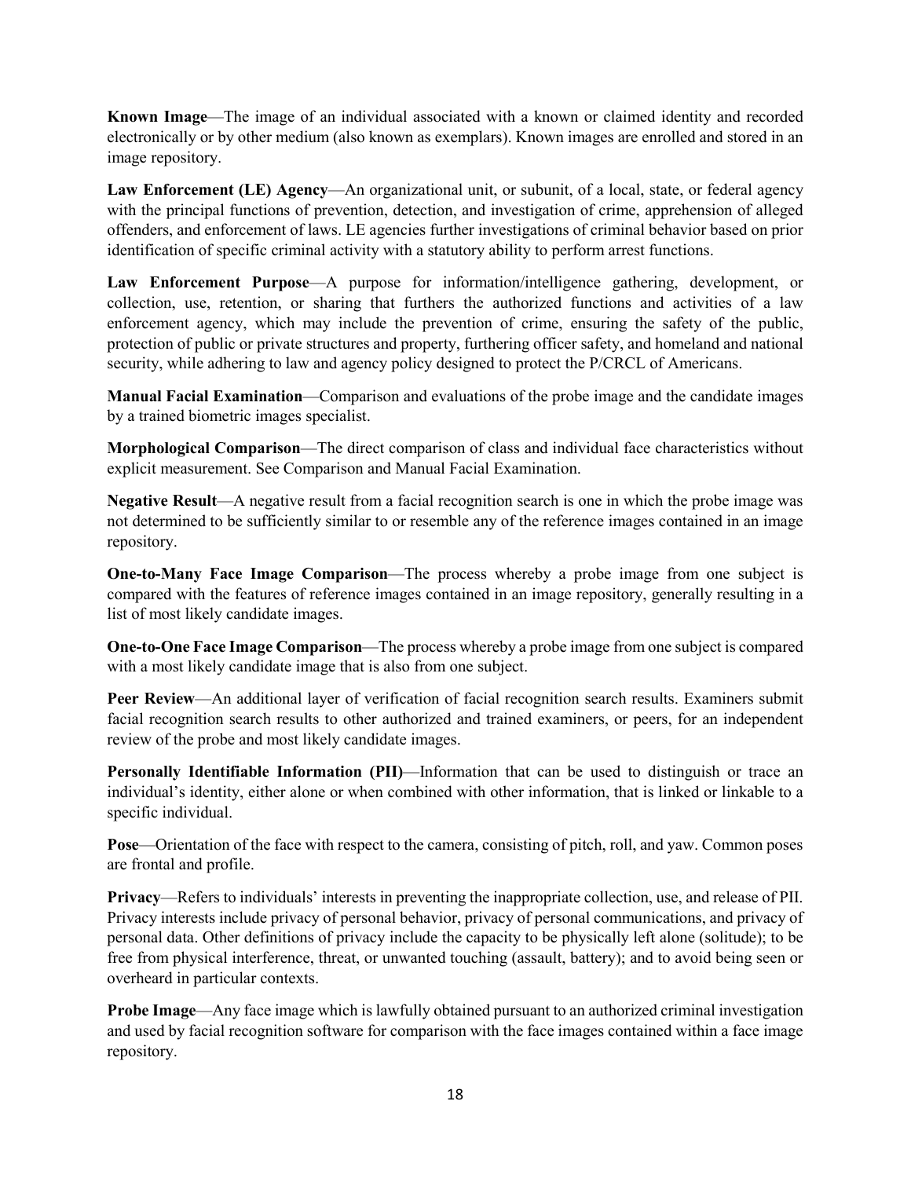**Known Image**—The image of an individual associated with a known or claimed identity and recorded electronically or by other medium (also known as exemplars). Known images are enrolled and stored in an image repository.

**Law Enforcement (LE) Agency**—An organizational unit, or subunit, of a local, state, or federal agency with the principal functions of prevention, detection, and investigation of crime, apprehension of alleged offenders, and enforcement of laws. LE agencies further investigations of criminal behavior based on prior identification of specific criminal activity with a statutory ability to perform arrest functions.

**Law Enforcement Purpose**—A purpose for information/intelligence gathering, development, or collection, use, retention, or sharing that furthers the authorized functions and activities of a law enforcement agency, which may include the prevention of crime, ensuring the safety of the public, protection of public or private structures and property, furthering officer safety, and homeland and national security, while adhering to law and agency policy designed to protect the P/CRCL of Americans.

**Manual Facial Examination**—Comparison and evaluations of the probe image and the candidate images by a trained biometric images specialist.

**Morphological Comparison**—The direct comparison of class and individual face characteristics without explicit measurement. See Comparison and Manual Facial Examination.

**Negative Result**—A negative result from a facial recognition search is one in which the probe image was not determined to be sufficiently similar to or resemble any of the reference images contained in an image repository.

**One-to-Many Face Image Comparison**—The process whereby a probe image from one subject is compared with the features of reference images contained in an image repository, generally resulting in a list of most likely candidate images.

**One-to-One Face Image Comparison**—The process whereby a probe image from one subject is compared with a most likely candidate image that is also from one subject.

**Peer Review**—An additional layer of verification of facial recognition search results. Examiners submit facial recognition search results to other authorized and trained examiners, or peers, for an independent review of the probe and most likely candidate images.

**Personally Identifiable Information (PII)**—Information that can be used to distinguish or trace an individual's identity, either alone or when combined with other information, that is linked or linkable to a specific individual.

**Pose**—Orientation of the face with respect to the camera, consisting of pitch, roll, and yaw. Common poses are frontal and profile.

**Privacy**—Refers to individuals' interests in preventing the inappropriate collection, use, and release of PII. Privacy interests include privacy of personal behavior, privacy of personal communications, and privacy of personal data. Other definitions of privacy include the capacity to be physically left alone (solitude); to be free from physical interference, threat, or unwanted touching (assault, battery); and to avoid being seen or overheard in particular contexts.

**Probe Image**—Any face image which is lawfully obtained pursuant to an authorized criminal investigation and used by facial recognition software for comparison with the face images contained within a face image repository.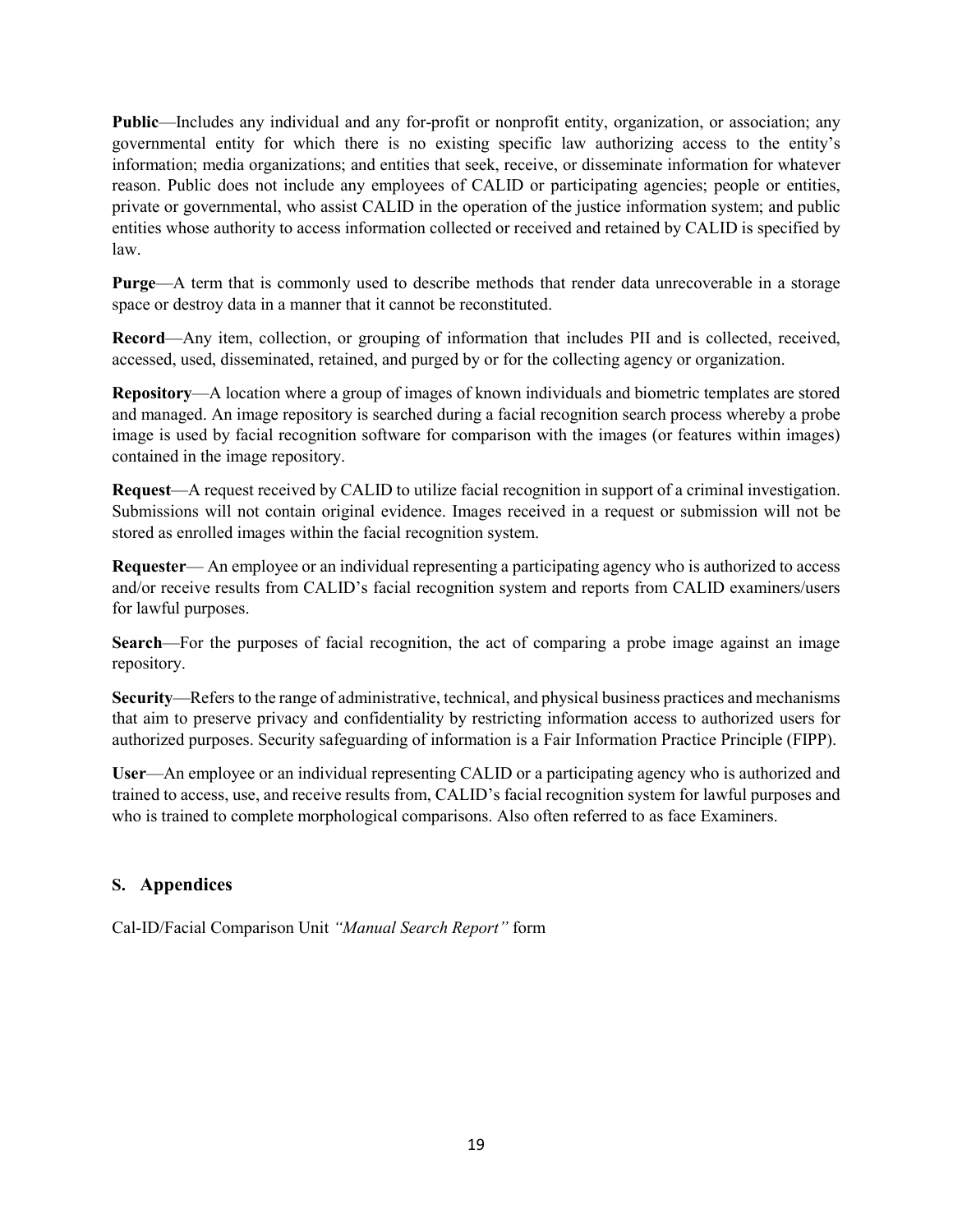**Public**—Includes any individual and any for-profit or nonprofit entity, organization, or association; any governmental entity for which there is no existing specific law authorizing access to the entity's information; media organizations; and entities that seek, receive, or disseminate information for whatever reason. Public does not include any employees of CALID or participating agencies; people or entities, private or governmental, who assist CALID in the operation of the justice information system; and public entities whose authority to access information collected or received and retained by CALID is specified by law.

**Purge**—A term that is commonly used to describe methods that render data unrecoverable in a storage space or destroy data in a manner that it cannot be reconstituted.

**Record**—Any item, collection, or grouping of information that includes PII and is collected, received, accessed, used, disseminated, retained, and purged by or for the collecting agency or organization.

**Repository**—A location where a group of images of known individuals and biometric templates are stored and managed. An image repository is searched during a facial recognition search process whereby a probe image is used by facial recognition software for comparison with the images (or features within images) contained in the image repository.

**Request**—A request received by CALID to utilize facial recognition in support of a criminal investigation. Submissions will not contain original evidence. Images received in a request or submission will not be stored as enrolled images within the facial recognition system.

**Requester**— An employee or an individual representing a participating agency who is authorized to access and/or receive results from CALID's facial recognition system and reports from CALID examiners/users for lawful purposes.

**Search**—For the purposes of facial recognition, the act of comparing a probe image against an image repository.

**Security**—Refers to the range of administrative, technical, and physical business practices and mechanisms that aim to preserve privacy and confidentiality by restricting information access to authorized users for authorized purposes. Security safeguarding of information is a Fair Information Practice Principle (FIPP).

**User**—An employee or an individual representing CALID or a participating agency who is authorized and trained to access, use, and receive results from, CALID's facial recognition system for lawful purposes and who is trained to complete morphological comparisons. Also often referred to as face Examiners.

## S. Appendices

Cal-ID/Facial Comparison Unit *"Manual Search Report"* form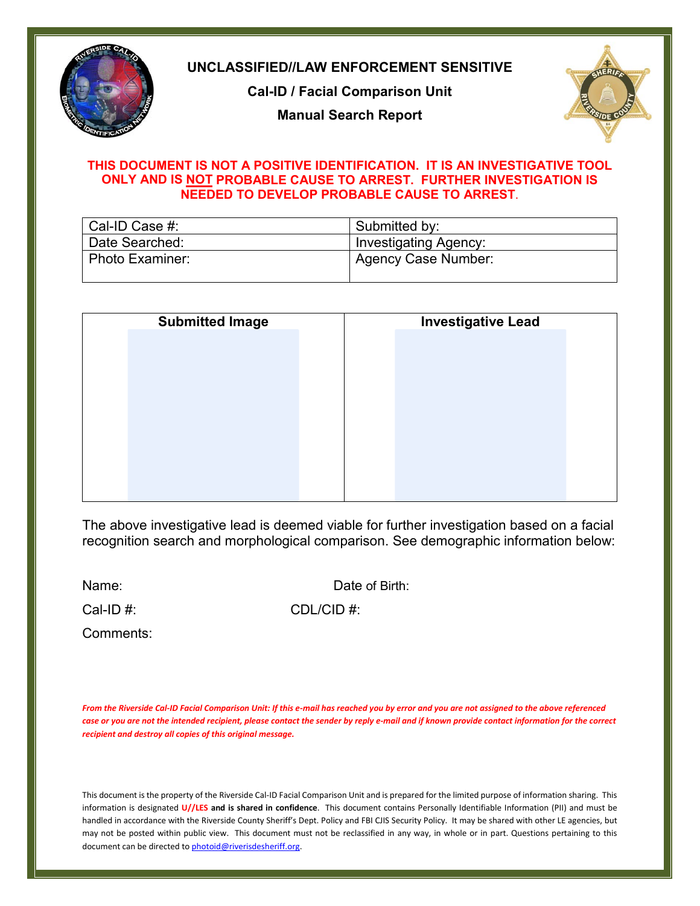**UNCLASSIFIED//LAW ENFORCEMENT SENSITIVE**

**Cal-ID / Facial Comparison Unit**

**Manual Search Report**

**THIS DOCUMENT IS NOT A POSITIVE IDENTIFICATION. IT IS AN INVESTIGATIVE TOOL ONLY AND IS NOT PROBABLE CAUSE TO ARREST. FURTHER INVESTIGATION IS NEEDED TO DEVELOP PROBABLE CAUSE TO ARREST.**

| Cal-ID Case #: | Submitted by: |
|---|---|
| Date Searched: | Investigating Agency: |
| Photo Examiner: | Agency Case Number: |

| **Submitted Image** | **Investigative Lead** |
|---|---|
| | |

The above investigative lead is deemed viable for further investigation based on a facial recognition search and morphological comparison. See demographic information below:

Name: Date of Birth:

Cal-ID #: CDL/CID #:

Comments:

***From the Riverside Cal-ID Facial Comparison Unit: If this e-mail has reached you by error and you are not assigned to the above referenced case or you are not the intended recipient, please contact the sender by reply e-mail and if known provide contact information for the correct recipient and destroy all copies of this original message.***

This document is the property of the Riverside Cal-ID Facial Comparison Unit and is prepared for the limited purpose of information sharing. This information is designated **U//LES and is shared in confidence**. This document contains Personally Identifiable Information (PII) and must be handled in accordance with the Riverside County Sheriff's Dept. Policy and FBI CJIS Security Policy. It may be shared with other LE agencies, but may not be posted within public view. This document must not be reclassified in any way, in whole or in part. Questions pertaining to this document can be directed to photoid@riverisdesheriff.org.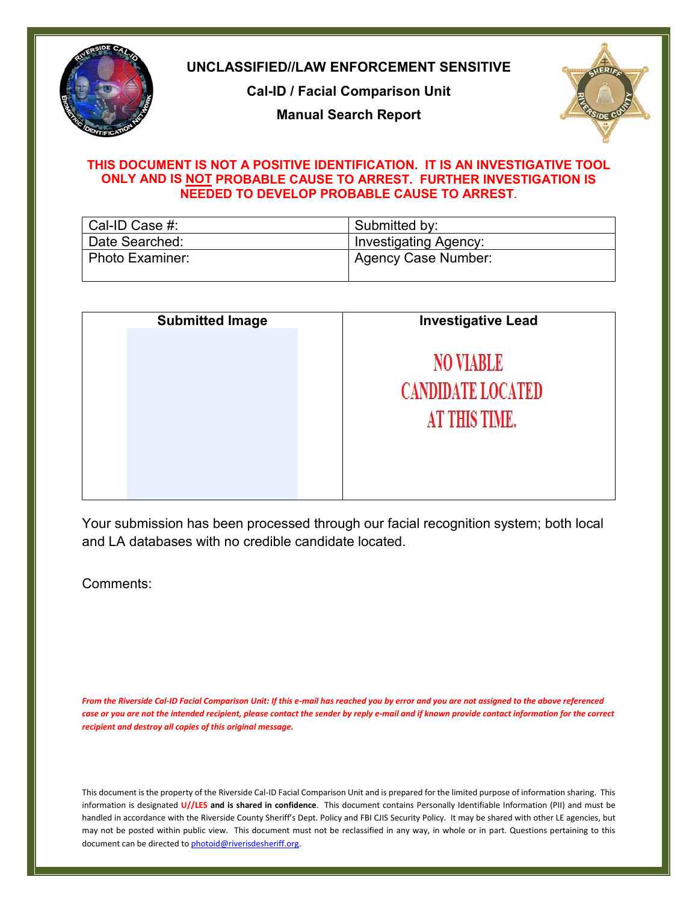**UNCLASSIFIED//LAW ENFORCEMENT SENSITIVE**

**Cal-ID / Facial Comparison Unit**

**Manual Search Report**

**THIS DOCUMENT IS NOT A POSITIVE IDENTIFICATION. IT IS AN INVESTIGATIVE TOOL ONLY AND IS NOT PROBABLE CAUSE TO ARREST. FURTHER INVESTIGATION IS NEEDED TO DEVELOP PROBABLE CAUSE TO ARREST.**

| | |
|---|---|
| Cal-ID Case #: | Submitted by: |
| Date Searched: | Investigating Agency: |
| Photo Examiner: | Agency Case Number: |

| Submitted Image | Investigative Lead |
|---|---|
| | NO VIABLE CANDIDATE LOCATED AT THIS TIME. |

Your submission has been processed through our facial recognition system; both local and LA databases with no credible candidate located.

Comments:

*From the Riverside Cal-ID Facial Comparison Unit: If this e-mail has reached you by error and you are not assigned to the above referenced case or you are not the intended recipient, please contact the sender by reply e-mail and if known provide contact information for the correct recipient and destroy all copies of this original message.*

This document is the property of the Riverside Cal-ID Facial Comparison Unit and is prepared for the limited purpose of information sharing. This information is designated **U//LES and is shared in confidence**. This document contains Personally Identifiable Information (PII) and must be handled in accordance with the Riverside County Sheriff's Dept. Policy and FBI CJIS Security Policy. It may be shared with other LE agencies, but may not be posted within public view. This document must not be reclassified in any way, in whole or in part. Questions pertaining to this document can be directed to photoid@riverisdesheriff.org.